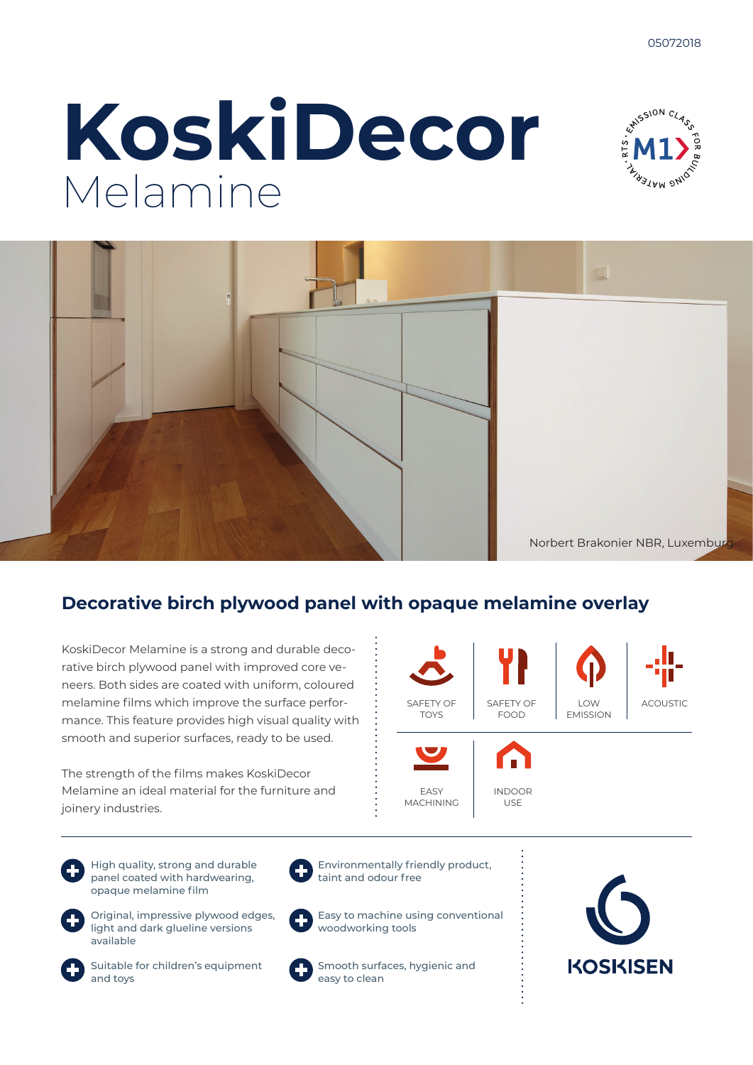05072018

# KoskiDecor
Melamine

Norbert Brakonier NBR, Luxemburg

## Decorative birch plywood panel with opaque melamine overlay

KoskiDecor Melamine is a strong and durable decorative birch plywood panel with improved core veneers. Both sides are coated with uniform, coloured melamine films which improve the surface performance. This feature provides high visual quality with smooth and superior surfaces, ready to be used.

The strength of the films makes KoskiDecor Melamine an ideal material for the furniture and joinery industries.

SAFETY OF TOYS | SAFETY OF FOOD | LOW EMISSION | ACOUSTIC | EASY MACHINING | INDOOR USE

- High quality, strong and durable panel coated with hardwearing, opaque melamine film
- Original, impressive plywood edges, light and dark glueline versions available
- Suitable for children's equipment and toys
- Environmentally friendly product, taint and odour free
- Easy to machine using conventional woodworking tools
- Smooth surfaces, hygienic and easy to clean

KOSKISEN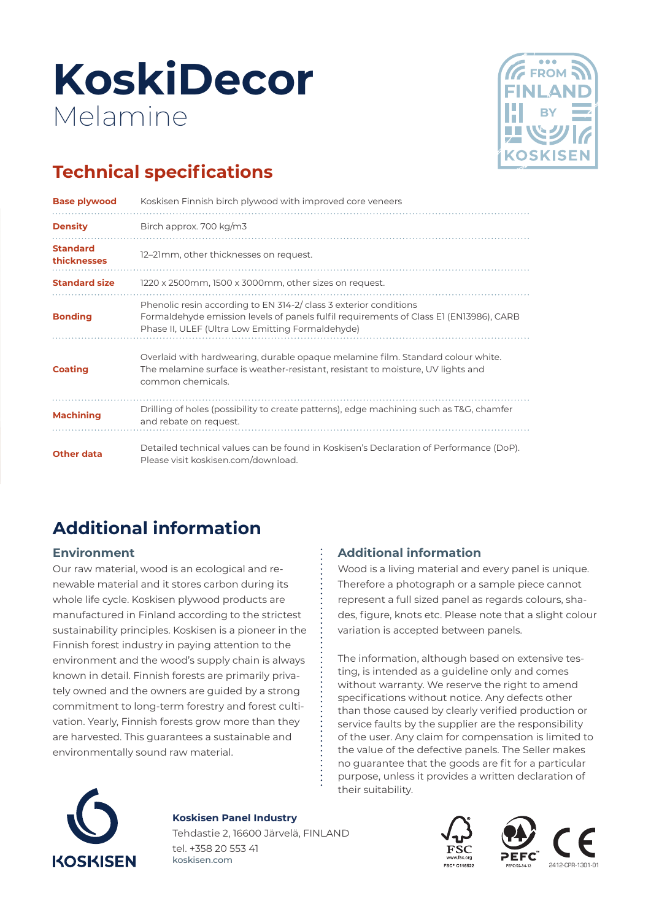# KoskiDecor
Melamine

## Technical specifications

| | |
|---|---|
| **Base plywood** | Koskisen Finnish birch plywood with improved core veneers |
| **Density** | Birch approx. 700 kg/m3 |
| **Standard thicknesses** | 12–21mm, other thicknesses on request. |
| **Standard size** | 1220 x 2500mm, 1500 x 3000mm, other sizes on request. |
| **Bonding** | Phenolic resin according to EN 314-2/ class 3 exterior conditions<br>Formaldehyde emission levels of panels fulfil requirements of Class E1 (EN13986), CARB Phase II, ULEF (Ultra Low Emitting Formaldehyde) |
| **Coating** | Overlaid with hardwearing, durable opaque melamine film. Standard colour white. The melamine surface is weather-resistant, resistant to moisture, UV lights and common chemicals. |
| **Machining** | Drilling of holes (possibility to create patterns), edge machining such as T&G, chamfer and rebate on request. |
| **Other data** | Detailed technical values can be found in Koskisen's Declaration of Performance (DoP). Please visit koskisen.com/download. |

## Additional information

### Environment

Our raw material, wood is an ecological and renewable material and it stores carbon during its whole life cycle. Koskisen plywood products are manufactured in Finland according to the strictest sustainability principles. Koskisen is a pioneer in the Finnish forest industry in paying attention to the environment and the wood's supply chain is always known in detail. Finnish forests are primarily privately owned and the owners are guided by a strong commitment to long-term forestry and forest cultivation. Yearly, Finnish forests grow more than they are harvested. This guarantees a sustainable and environmentally sound raw material.

### Additional information

Wood is a living material and every panel is unique. Therefore a photograph or a sample piece cannot represent a full sized panel as regards colours, shades, figure, knots etc. Please note that a slight colour variation is accepted between panels.

The information, although based on extensive testing, is intended as a guideline only and comes without warranty. We reserve the right to amend specifications without notice. Any defects other than those caused by clearly verified production or service faults by the supplier are the responsibility of the user. Any claim for compensation is limited to the value of the defective panels. The Seller makes no guarantee that the goods are fit for a particular purpose, unless it provides a written declaration of their suitability.

**Koskisen Panel Industry**
Tehdastie 2, 16600 Järvelä, FINLAND
tel. +358 20 553 41
koskisen.com

FSC® C116522 · PEFC/02-34-12 · CE 2412-CPR-1301-01